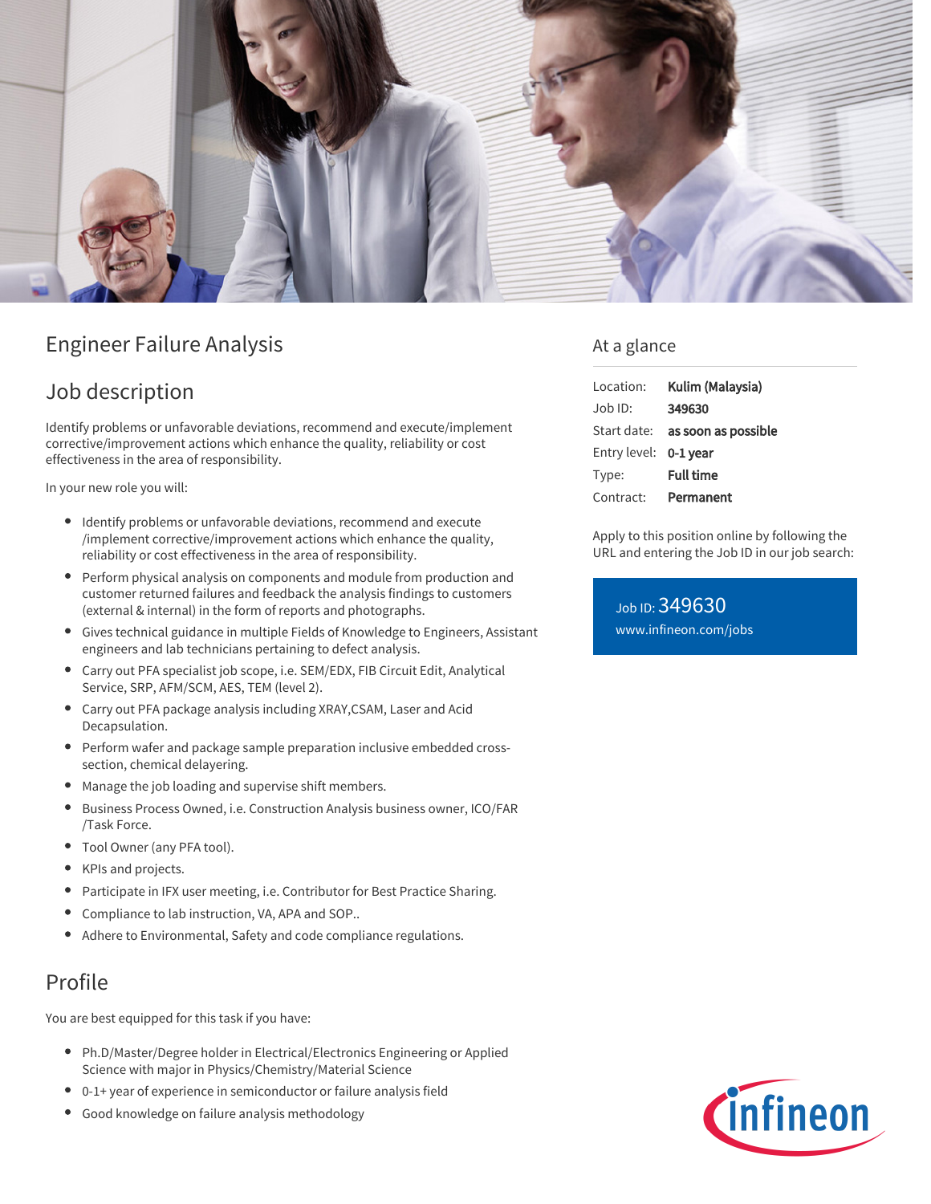# Engineer Failure Analysis

## Job description

Identify problems or unfavorable deviations, recommend and execute/implement corrective/improvement actions which enhance the quality, reliability or cost effectiveness in the area of responsibility.

In your new role you will:

- Identify problems or unfavorable deviations, recommend and execute /implement corrective/improvement actions which enhance the quality, reliability or cost effectiveness in the area of responsibility.
- Perform physical analysis on components and module from production and customer returned failures and feedback the analysis findings to customers (external & internal) in the form of reports and photographs.
- Gives technical guidance in multiple Fields of Knowledge to Engineers, Assistant engineers and lab technicians pertaining to defect analysis.
- Carry out PFA specialist job scope, i.e. SEM/EDX, FIB Circuit Edit, Analytical Service, SRP, AFM/SCM, AES, TEM (level 2).
- Carry out PFA package analysis including XRAY,CSAM, Laser and Acid Decapsulation.
- Perform wafer and package sample preparation inclusive embedded cross-section, chemical delayering.
- Manage the job loading and supervise shift members.
- Business Process Owned, i.e. Construction Analysis business owner, ICO/FAR /Task Force.
- Tool Owner (any PFA tool).
- KPIs and projects.
- Participate in IFX user meeting, i.e. Contributor for Best Practice Sharing.
- Compliance to lab instruction, VA, APA and SOP..
- Adhere to Environmental, Safety and code compliance regulations.

## Profile

You are best equipped for this task if you have:

- Ph.D/Master/Degree holder in Electrical/Electronics Engineering or Applied Science with major in Physics/Chemistry/Material Science
- 0-1+ year of experience in semiconductor or failure analysis field
- Good knowledge on failure analysis methodology

## At a glance

| | |
|---|---|
| Location: | **Kulim (Malaysia)** |
| Job ID: | **349630** |
| Start date: | **as soon as possible** |
| Entry level: | **0-1 year** |
| Type: | **Full time** |
| Contract: | **Permanent** |

Apply to this position online by following the URL and entering the Job ID in our job search:

Job ID: 349630
www.infineon.com/jobs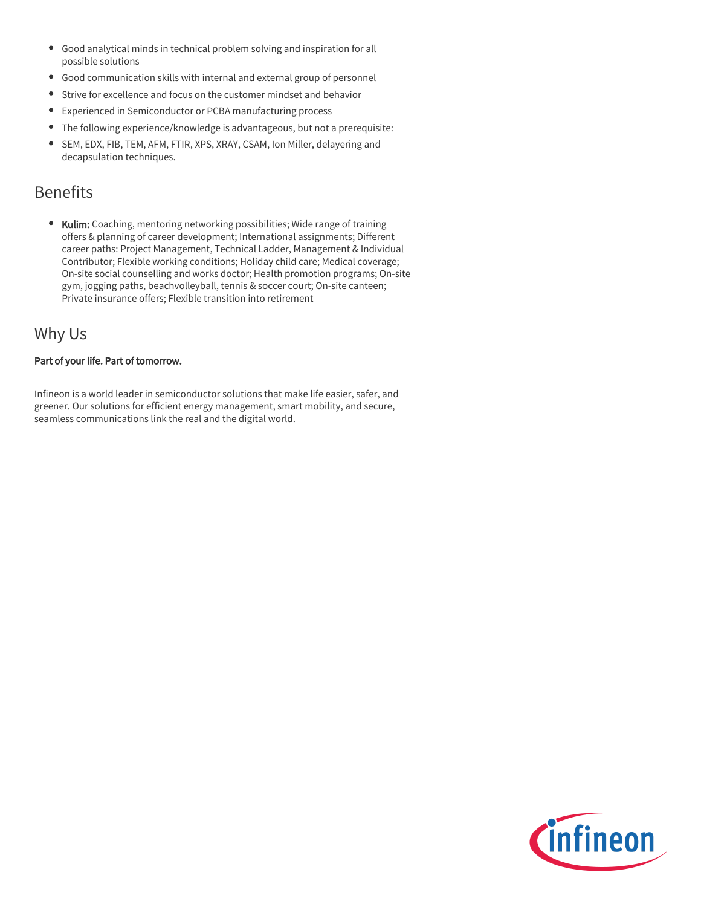- Good analytical minds in technical problem solving and inspiration for all possible solutions
- Good communication skills with internal and external group of personnel
- Strive for excellence and focus on the customer mindset and behavior
- Experienced in Semiconductor or PCBA manufacturing process
- The following experience/knowledge is advantageous, but not a prerequisite:
- SEM, EDX, FIB, TEM, AFM, FTIR, XPS, XRAY, CSAM, Ion Miller, delayering and decapsulation techniques.

## Benefits

- **Kulim:** Coaching, mentoring networking possibilities; Wide range of training offers & planning of career development; International assignments; Different career paths: Project Management, Technical Ladder, Management & Individual Contributor; Flexible working conditions; Holiday child care; Medical coverage; On-site social counselling and works doctor; Health promotion programs; On-site gym, jogging paths, beachvolleyball, tennis & soccer court; On-site canteen; Private insurance offers; Flexible transition into retirement

## Why Us

**Part of your life. Part of tomorrow.**

Infineon is a world leader in semiconductor solutions that make life easier, safer, and greener. Our solutions for efficient energy management, smart mobility, and secure, seamless communications link the real and the digital world.